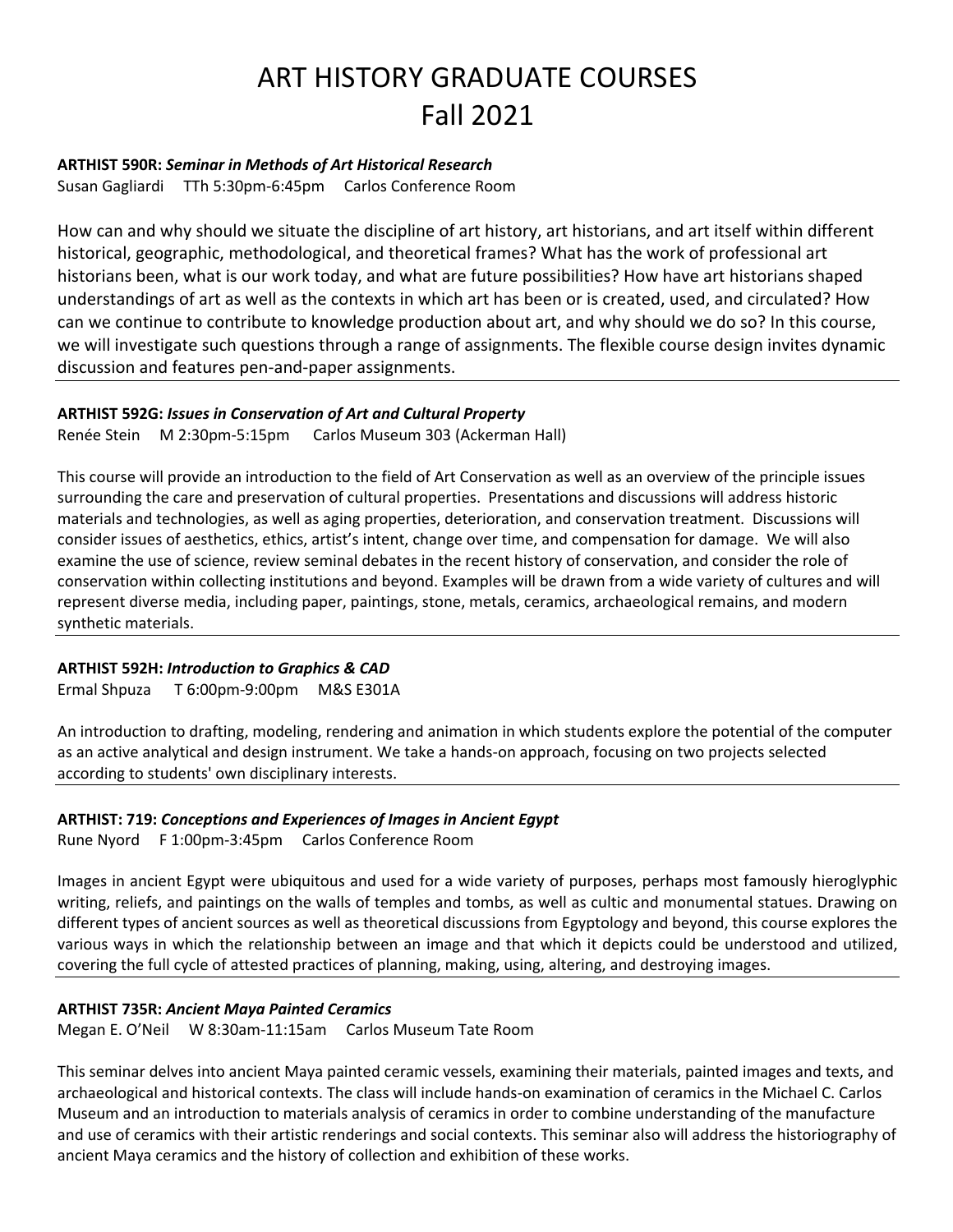# ART HISTORY GRADUATE COURSES
# Fall 2021

**ARTHIST 590R:** ***Seminar in Methods of Art Historical Research***
Susan Gagliardi TTh 5:30pm-6:45pm Carlos Conference Room

How can and why should we situate the discipline of art history, art historians, and art itself within different historical, geographic, methodological, and theoretical frames? What has the work of professional art historians been, what is our work today, and what are future possibilities? How have art historians shaped understandings of art as well as the contexts in which art has been or is created, used, and circulated? How can we continue to contribute to knowledge production about art, and why should we do so? In this course, we will investigate such questions through a range of assignments. The flexible course design invites dynamic discussion and features pen-and-paper assignments.

---

**ARTHIST 592G:** ***Issues in Conservation of Art and Cultural Property***
Renée Stein M 2:30pm-5:15pm Carlos Museum 303 (Ackerman Hall)

This course will provide an introduction to the field of Art Conservation as well as an overview of the principle issues surrounding the care and preservation of cultural properties. Presentations and discussions will address historic materials and technologies, as well as aging properties, deterioration, and conservation treatment. Discussions will consider issues of aesthetics, ethics, artist's intent, change over time, and compensation for damage. We will also examine the use of science, review seminal debates in the recent history of conservation, and consider the role of conservation within collecting institutions and beyond. Examples will be drawn from a wide variety of cultures and will represent diverse media, including paper, paintings, stone, metals, ceramics, archaeological remains, and modern synthetic materials.

---

**ARTHIST 592H:** ***Introduction to Graphics & CAD***
Ermal Shpuza T 6:00pm-9:00pm M&S E301A

An introduction to drafting, modeling, rendering and animation in which students explore the potential of the computer as an active analytical and design instrument. We take a hands-on approach, focusing on two projects selected according to students' own disciplinary interests.

---

**ARTHIST: 719:** ***Conceptions and Experiences of Images in Ancient Egypt***
Rune Nyord F 1:00pm-3:45pm Carlos Conference Room

Images in ancient Egypt were ubiquitous and used for a wide variety of purposes, perhaps most famously hieroglyphic writing, reliefs, and paintings on the walls of temples and tombs, as well as cultic and monumental statues. Drawing on different types of ancient sources as well as theoretical discussions from Egyptology and beyond, this course explores the various ways in which the relationship between an image and that which it depicts could be understood and utilized, covering the full cycle of attested practices of planning, making, using, altering, and destroying images.

---

**ARTHIST 735R:** ***Ancient Maya Painted Ceramics***
Megan E. O'Neil W 8:30am-11:15am Carlos Museum Tate Room

This seminar delves into ancient Maya painted ceramic vessels, examining their materials, painted images and texts, and archaeological and historical contexts. The class will include hands-on examination of ceramics in the Michael C. Carlos Museum and an introduction to materials analysis of ceramics in order to combine understanding of the manufacture and use of ceramics with their artistic renderings and social contexts. This seminar also will address the historiography of ancient Maya ceramics and the history of collection and exhibition of these works.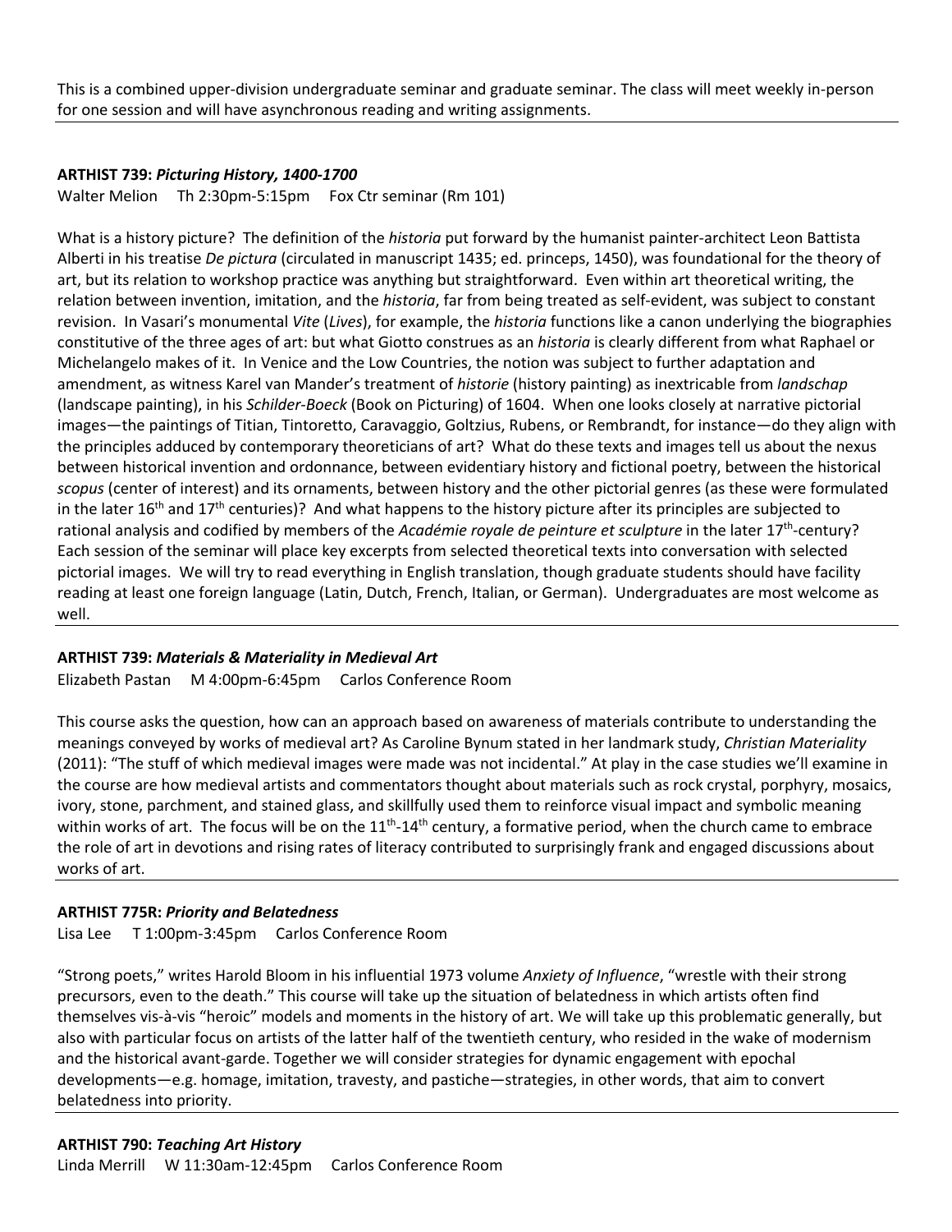This is a combined upper-division undergraduate seminar and graduate seminar. The class will meet weekly in-person for one session and will have asynchronous reading and writing assignments.

---

**ARTHIST 739:** ***Picturing History, 1400-1700***

Walter Melion Th 2:30pm-5:15pm Fox Ctr seminar (Rm 101)

What is a history picture? The definition of the *historia* put forward by the humanist painter-architect Leon Battista Alberti in his treatise *De pictura* (circulated in manuscript 1435; ed. princeps, 1450), was foundational for the theory of art, but its relation to workshop practice was anything but straightforward. Even within art theoretical writing, the relation between invention, imitation, and the *historia*, far from being treated as self-evident, was subject to constant revision. In Vasari's monumental *Vite* (*Lives*), for example, the *historia* functions like a canon underlying the biographies constitutive of the three ages of art: but what Giotto construes as an *historia* is clearly different from what Raphael or Michelangelo makes of it. In Venice and the Low Countries, the notion was subject to further adaptation and amendment, as witness Karel van Mander's treatment of *historie* (history painting) as inextricable from *landschap* (landscape painting), in his *Schilder-Boeck* (Book on Picturing) of 1604. When one looks closely at narrative pictorial images—the paintings of Titian, Tintoretto, Caravaggio, Goltzius, Rubens, or Rembrandt, for instance—do they align with the principles adduced by contemporary theoreticians of art? What do these texts and images tell us about the nexus between historical invention and ordonnance, between evidentiary history and fictional poetry, between the historical *scopus* (center of interest) and its ornaments, between history and the other pictorial genres (as these were formulated in the later 16th and 17th centuries)? And what happens to the history picture after its principles are subjected to rational analysis and codified by members of the *Académie royale de peinture et sculpture* in the later 17th-century? Each session of the seminar will place key excerpts from selected theoretical texts into conversation with selected pictorial images. We will try to read everything in English translation, though graduate students should have facility reading at least one foreign language (Latin, Dutch, French, Italian, or German). Undergraduates are most welcome as well.

---

**ARTHIST 739:** ***Materials & Materiality in Medieval Art***

Elizabeth Pastan M 4:00pm-6:45pm Carlos Conference Room

This course asks the question, how can an approach based on awareness of materials contribute to understanding the meanings conveyed by works of medieval art? As Caroline Bynum stated in her landmark study, *Christian Materiality* (2011): "The stuff of which medieval images were made was not incidental." At play in the case studies we'll examine in the course are how medieval artists and commentators thought about materials such as rock crystal, porphyry, mosaics, ivory, stone, parchment, and stained glass, and skillfully used them to reinforce visual impact and symbolic meaning within works of art. The focus will be on the 11th-14th century, a formative period, when the church came to embrace the role of art in devotions and rising rates of literacy contributed to surprisingly frank and engaged discussions about works of art.

---

**ARTHIST 775R:** ***Priority and Belatedness***

Lisa Lee T 1:00pm-3:45pm Carlos Conference Room

"Strong poets," writes Harold Bloom in his influential 1973 volume *Anxiety of Influence*, "wrestle with their strong precursors, even to the death." This course will take up the situation of belatedness in which artists often find themselves vis-à-vis "heroic" models and moments in the history of art. We will take up this problematic generally, but also with particular focus on artists of the latter half of the twentieth century, who resided in the wake of modernism and the historical avant-garde. Together we will consider strategies for dynamic engagement with epochal developments—e.g. homage, imitation, travesty, and pastiche—strategies, in other words, that aim to convert belatedness into priority.

---

**ARTHIST 790:** ***Teaching Art History***

Linda Merrill W 11:30am-12:45pm Carlos Conference Room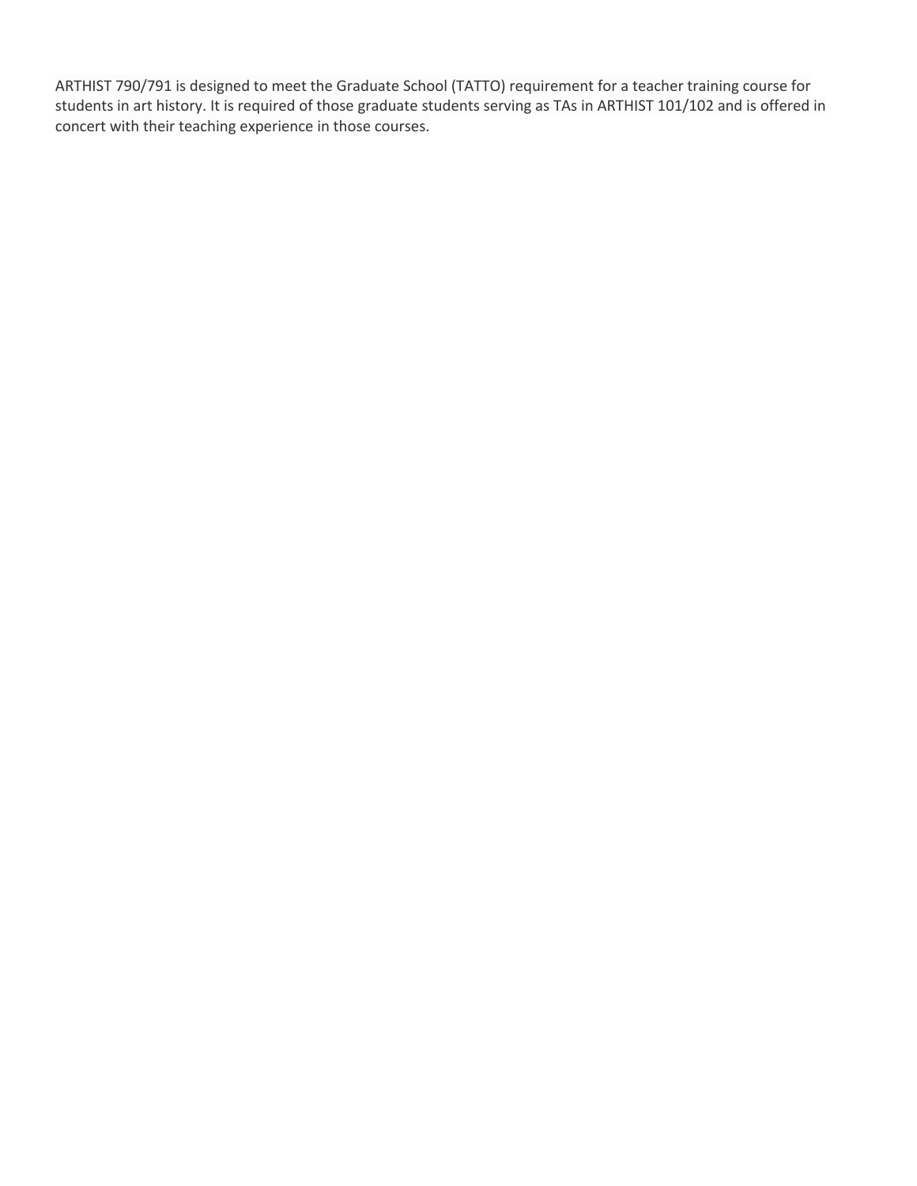ARTHIST 790/791 is designed to meet the Graduate School (TATTO) requirement for a teacher training course for students in art history. It is required of those graduate students serving as TAs in ARTHIST 101/102 and is offered in concert with their teaching experience in those courses.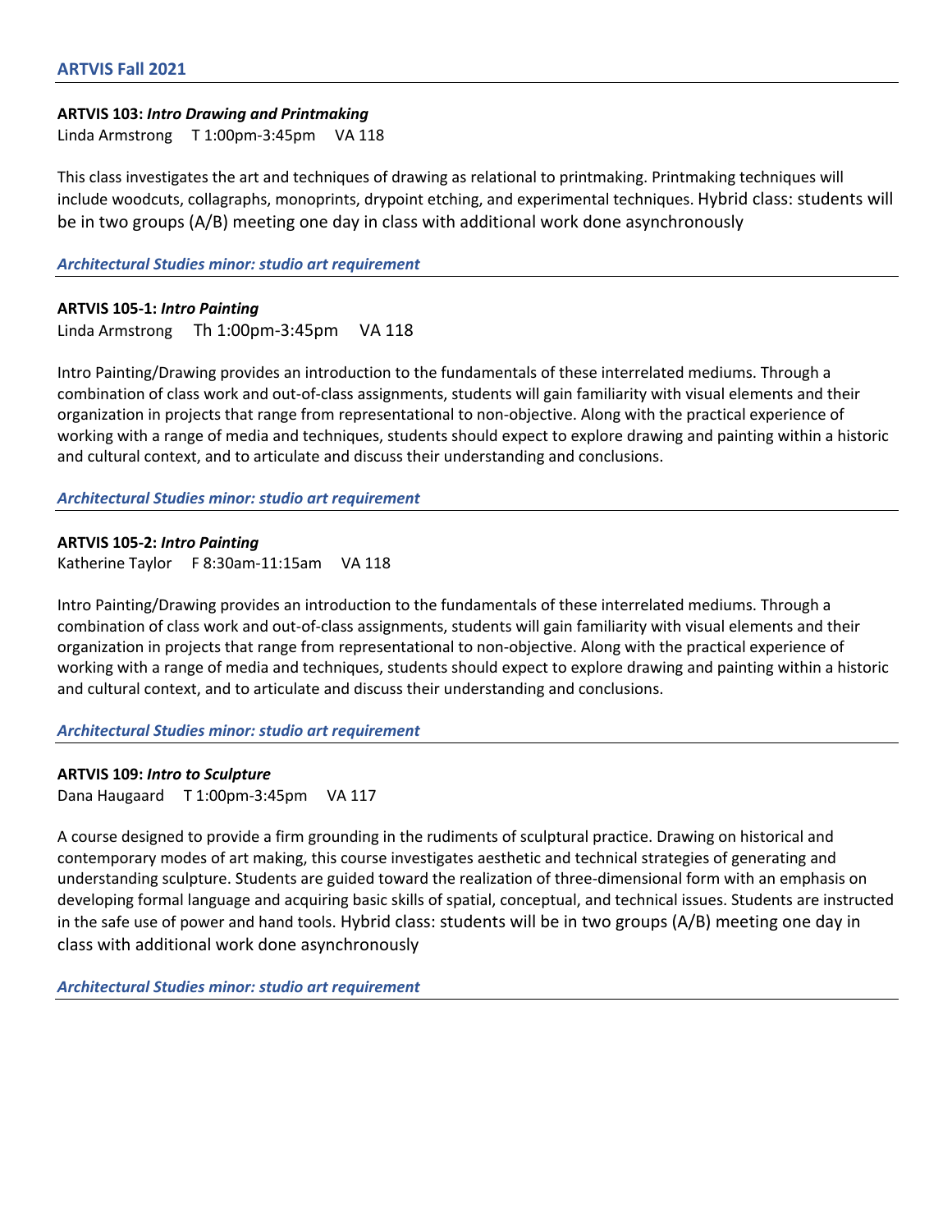## ARTVIS Fall 2021

---

**ARTVIS 103:** ***Intro Drawing and Printmaking***
Linda Armstrong T 1:00pm-3:45pm VA 118

This class investigates the art and techniques of drawing as relational to printmaking. Printmaking techniques will include woodcuts, collagraphs, monoprints, drypoint etching, and experimental techniques. Hybrid class: students will be in two groups (A/B) meeting one day in class with additional work done asynchronously

***Architectural Studies minor: studio art requirement***

---

**ARTVIS 105-1:** ***Intro Painting***
Linda Armstrong Th 1:00pm-3:45pm VA 118

Intro Painting/Drawing provides an introduction to the fundamentals of these interrelated mediums. Through a combination of class work and out-of-class assignments, students will gain familiarity with visual elements and their organization in projects that range from representational to non-objective. Along with the practical experience of working with a range of media and techniques, students should expect to explore drawing and painting within a historic and cultural context, and to articulate and discuss their understanding and conclusions.

***Architectural Studies minor: studio art requirement***

---

**ARTVIS 105-2:** ***Intro Painting***
Katherine Taylor F 8:30am-11:15am VA 118

Intro Painting/Drawing provides an introduction to the fundamentals of these interrelated mediums. Through a combination of class work and out-of-class assignments, students will gain familiarity with visual elements and their organization in projects that range from representational to non-objective. Along with the practical experience of working with a range of media and techniques, students should expect to explore drawing and painting within a historic and cultural context, and to articulate and discuss their understanding and conclusions.

***Architectural Studies minor: studio art requirement***

---

**ARTVIS 109:** ***Intro to Sculpture***
Dana Haugaard T 1:00pm-3:45pm VA 117

A course designed to provide a firm grounding in the rudiments of sculptural practice. Drawing on historical and contemporary modes of art making, this course investigates aesthetic and technical strategies of generating and understanding sculpture. Students are guided toward the realization of three-dimensional form with an emphasis on developing formal language and acquiring basic skills of spatial, conceptual, and technical issues. Students are instructed in the safe use of power and hand tools. Hybrid class: students will be in two groups (A/B) meeting one day in class with additional work done asynchronously

***Architectural Studies minor: studio art requirement***

---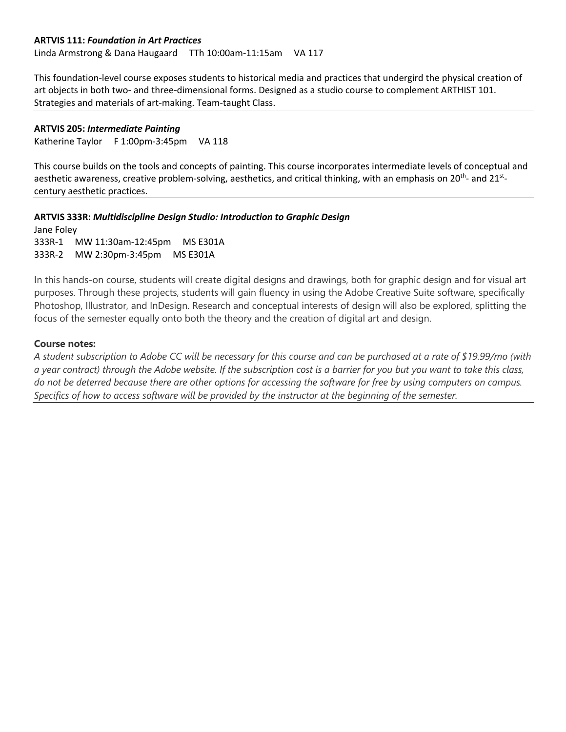**ARTVIS 111:** ***Foundation in Art Practices***
Linda Armstrong & Dana Haugaard TTh 10:00am-11:15am VA 117

This foundation-level course exposes students to historical media and practices that undergird the physical creation of art objects in both two- and three-dimensional forms. Designed as a studio course to complement ARTHIST 101. Strategies and materials of art-making. Team-taught Class.

---

**ARTVIS 205:** ***Intermediate Painting***
Katherine Taylor F 1:00pm-3:45pm VA 118

This course builds on the tools and concepts of painting. This course incorporates intermediate levels of conceptual and aesthetic awareness, creative problem-solving, aesthetics, and critical thinking, with an emphasis on 20th- and 21st-century aesthetic practices.

---

**ARTVIS 333R:** ***Multidiscipline Design Studio: Introduction to Graphic Design***
Jane Foley
333R-1 MW 11:30am-12:45pm MS E301A
333R-2 MW 2:30pm-3:45pm MS E301A

In this hands-on course, students will create digital designs and drawings, both for graphic design and for visual art purposes. Through these projects, students will gain fluency in using the Adobe Creative Suite software, specifically Photoshop, Illustrator, and InDesign. Research and conceptual interests of design will also be explored, splitting the focus of the semester equally onto both the theory and the creation of digital art and design.

**Course notes:**
*A student subscription to Adobe CC will be necessary for this course and can be purchased at a rate of $19.99/mo (with a year contract) through the Adobe website. If the subscription cost is a barrier for you but you want to take this class, do not be deterred because there are other options for accessing the software for free by using computers on campus. Specifics of how to access software will be provided by the instructor at the beginning of the semester.*